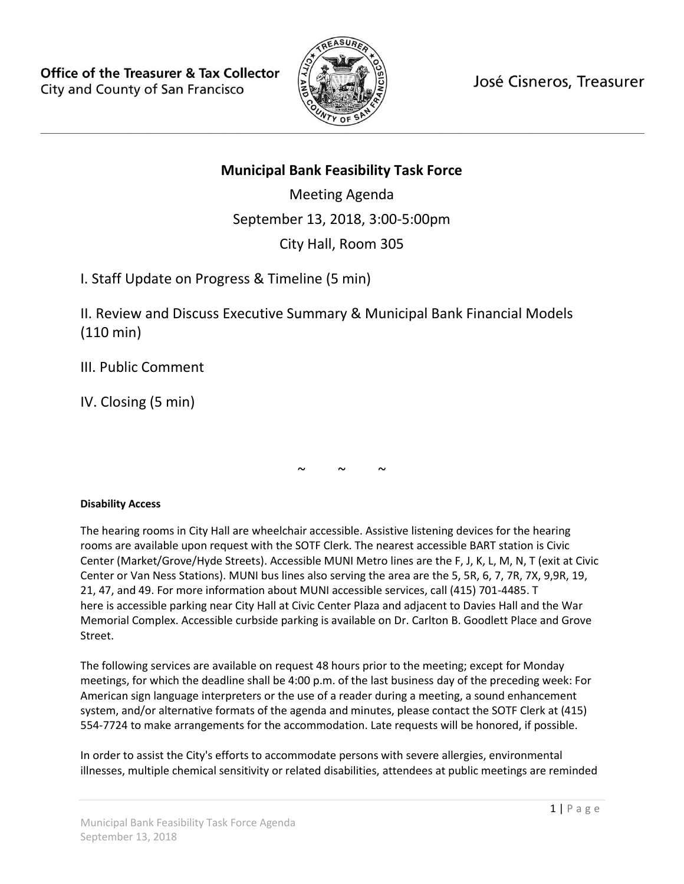**Office of the Treasurer & Tax Collector**
City and County of San Francisco

José Cisneros, Treasurer

---

# Municipal Bank Feasibility Task Force

Meeting Agenda

September 13, 2018, 3:00-5:00pm

City Hall, Room 305

I. Staff Update on Progress & Timeline (5 min)

II. Review and Discuss Executive Summary & Municipal Bank Financial Models (110 min)

III. Public Comment

IV. Closing (5 min)

~ ~ ~

**Disability Access**

The hearing rooms in City Hall are wheelchair accessible. Assistive listening devices for the hearing rooms are available upon request with the SOTF Clerk. The nearest accessible BART station is Civic Center (Market/Grove/Hyde Streets). Accessible MUNI Metro lines are the F, J, K, L, M, N, T (exit at Civic Center or Van Ness Stations). MUNI bus lines also serving the area are the 5, 5R, 6, 7, 7R, 7X, 9,9R, 19, 21, 47, and 49. For more information about MUNI accessible services, call (415) 701-4485. There is accessible parking near City Hall at Civic Center Plaza and adjacent to Davies Hall and the War Memorial Complex. Accessible curbside parking is available on Dr. Carlton B. Goodlett Place and Grove Street.

The following services are available on request 48 hours prior to the meeting; except for Monday meetings, for which the deadline shall be 4:00 p.m. of the last business day of the preceding week: For American sign language interpreters or the use of a reader during a meeting, a sound enhancement system, and/or alternative formats of the agenda and minutes, please contact the SOTF Clerk at (415) 554-7724 to make arrangements for the accommodation. Late requests will be honored, if possible.

In order to assist the City's efforts to accommodate persons with severe allergies, environmental illnesses, multiple chemical sensitivity or related disabilities, attendees at public meetings are reminded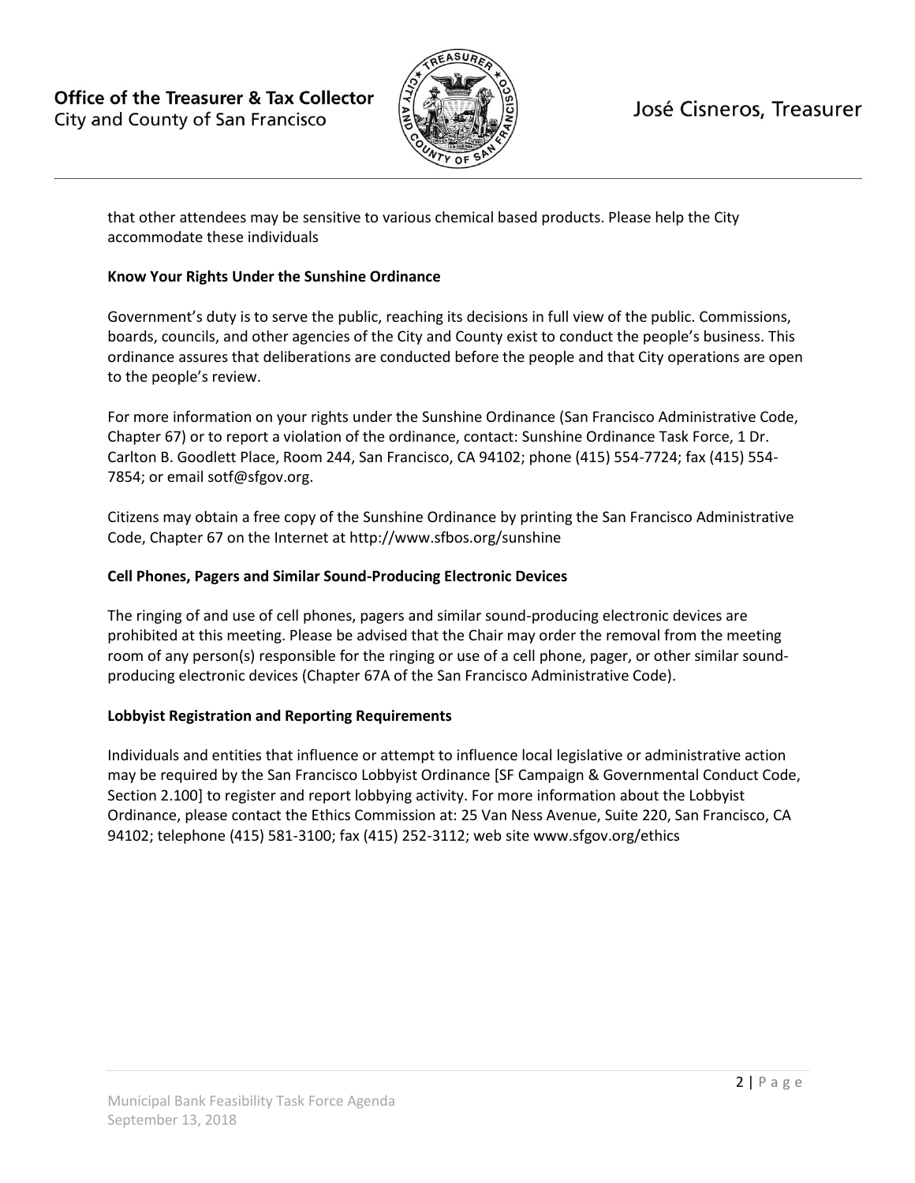that other attendees may be sensitive to various chemical based products. Please help the City accommodate these individuals

**Know Your Rights Under the Sunshine Ordinance**

Government's duty is to serve the public, reaching its decisions in full view of the public. Commissions, boards, councils, and other agencies of the City and County exist to conduct the people's business. This ordinance assures that deliberations are conducted before the people and that City operations are open to the people's review.

For more information on your rights under the Sunshine Ordinance (San Francisco Administrative Code, Chapter 67) or to report a violation of the ordinance, contact: Sunshine Ordinance Task Force, 1 Dr. Carlton B. Goodlett Place, Room 244, San Francisco, CA 94102; phone (415) 554-7724; fax (415) 554-7854; or email sotf@sfgov.org.

Citizens may obtain a free copy of the Sunshine Ordinance by printing the San Francisco Administrative Code, Chapter 67 on the Internet at http://www.sfbos.org/sunshine

**Cell Phones, Pagers and Similar Sound-Producing Electronic Devices**

The ringing of and use of cell phones, pagers and similar sound-producing electronic devices are prohibited at this meeting. Please be advised that the Chair may order the removal from the meeting room of any person(s) responsible for the ringing or use of a cell phone, pager, or other similar sound-producing electronic devices (Chapter 67A of the San Francisco Administrative Code).

**Lobbyist Registration and Reporting Requirements**

Individuals and entities that influence or attempt to influence local legislative or administrative action may be required by the San Francisco Lobbyist Ordinance [SF Campaign & Governmental Conduct Code, Section 2.100] to register and report lobbying activity. For more information about the Lobbyist Ordinance, please contact the Ethics Commission at: 25 Van Ness Avenue, Suite 220, San Francisco, CA 94102; telephone (415) 581-3100; fax (415) 252-3112; web site www.sfgov.org/ethics